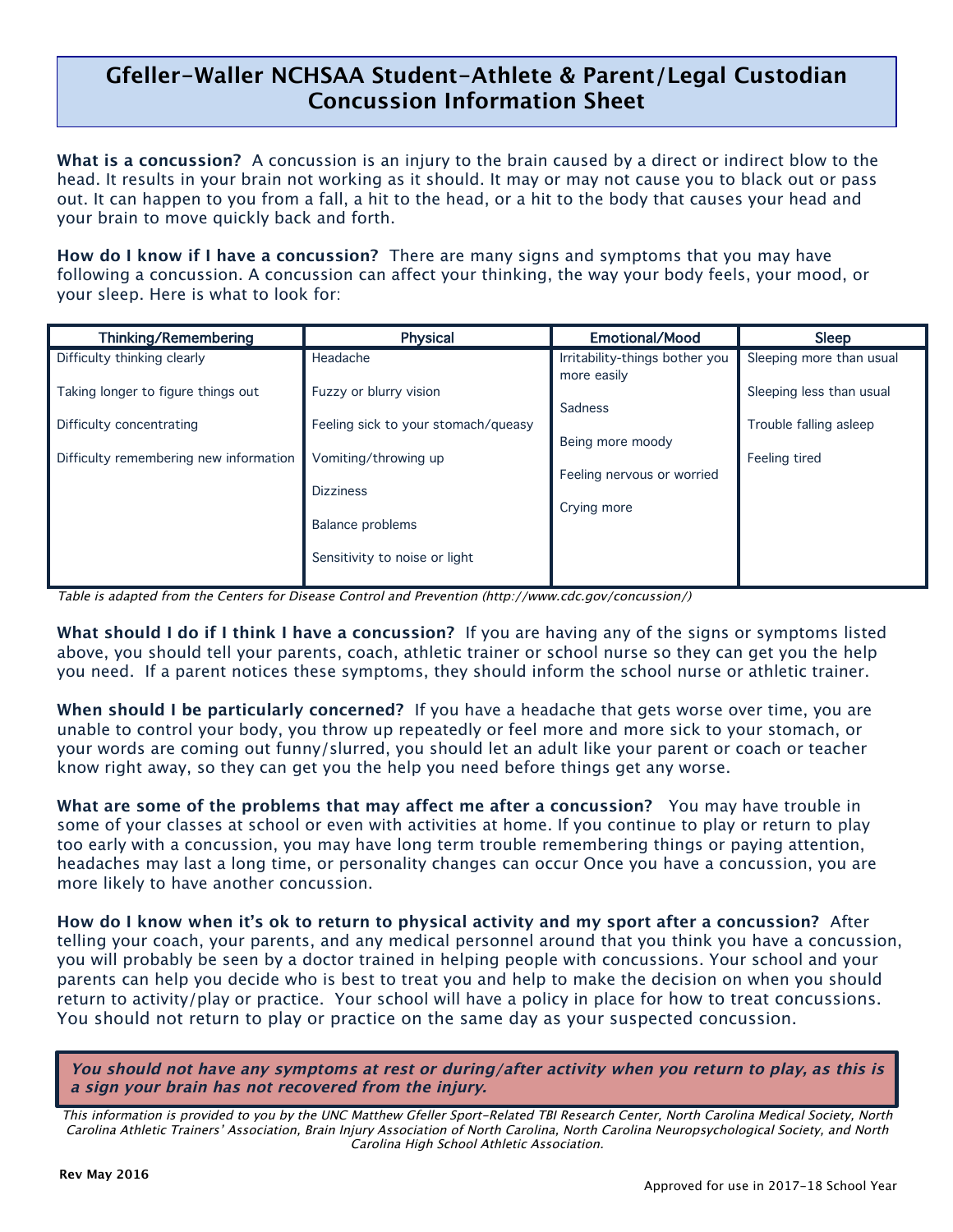# Gfeller-Waller NCHSAA Student-Athlete & Parent/Legal Custodian Concussion Information Sheet

**What is a concussion?** A concussion is an injury to the brain caused by a direct or indirect blow to the head. It results in your brain not working as it should. It may or may not cause you to black out or pass out. It can happen to you from a fall, a hit to the head, or a hit to the body that causes your head and your brain to move quickly back and forth.

**How do I know if I have a concussion?** There are many signs and symptoms that you may have following a concussion. A concussion can affect your thinking, the way your body feels, your mood, or your sleep. Here is what to look for:

| Thinking/Remembering | Physical | Emotional/Mood | Sleep |
|---|---|---|---|
| Difficulty thinking clearly | Headache | Irritability-things bother you more easily | Sleeping more than usual |
| Taking longer to figure things out | Fuzzy or blurry vision | Sadness | Sleeping less than usual |
| Difficulty concentrating | Feeling sick to your stomach/queasy | Being more moody | Trouble falling asleep |
| Difficulty remembering new information | Vomiting/throwing up | Feeling nervous or worried | Feeling tired |
| | Dizziness | Crying more | |
| | Balance problems | | |
| | Sensitivity to noise or light | | |

*Table is adapted from the Centers for Disease Control and Prevention (http://www.cdc.gov/concussion/)*

**What should I do if I think I have a concussion?** If you are having any of the signs or symptoms listed above, you should tell your parents, coach, athletic trainer or school nurse so they can get you the help you need. If a parent notices these symptoms, they should inform the school nurse or athletic trainer.

**When should I be particularly concerned?** If you have a headache that gets worse over time, you are unable to control your body, you throw up repeatedly or feel more and more sick to your stomach, or your words are coming out funny/slurred, you should let an adult like your parent or coach or teacher know right away, so they can get you the help you need before things get any worse.

**What are some of the problems that may affect me after a concussion?** You may have trouble in some of your classes at school or even with activities at home. If you continue to play or return to play too early with a concussion, you may have long term trouble remembering things or paying attention, headaches may last a long time, or personality changes can occur Once you have a concussion, you are more likely to have another concussion.

**How do I know when it's ok to return to physical activity and my sport after a concussion?** After telling your coach, your parents, and any medical personnel around that you think you have a concussion, you will probably be seen by a doctor trained in helping people with concussions. Your school and your parents can help you decide who is best to treat you and help to make the decision on when you should return to activity/play or practice. Your school will have a policy in place for how to treat concussions. You should not return to play or practice on the same day as your suspected concussion.

***You should not have any symptoms at rest or during/after activity when you return to play, as this is a sign your brain has not recovered from the injury.***

*This information is provided to you by the UNC Matthew Gfeller Sport-Related TBI Research Center, North Carolina Medical Society, North Carolina Athletic Trainers' Association, Brain Injury Association of North Carolina, North Carolina Neuropsychological Society, and North Carolina High School Athletic Association.*

**Rev May 2016**

Approved for use in 2017-18 School Year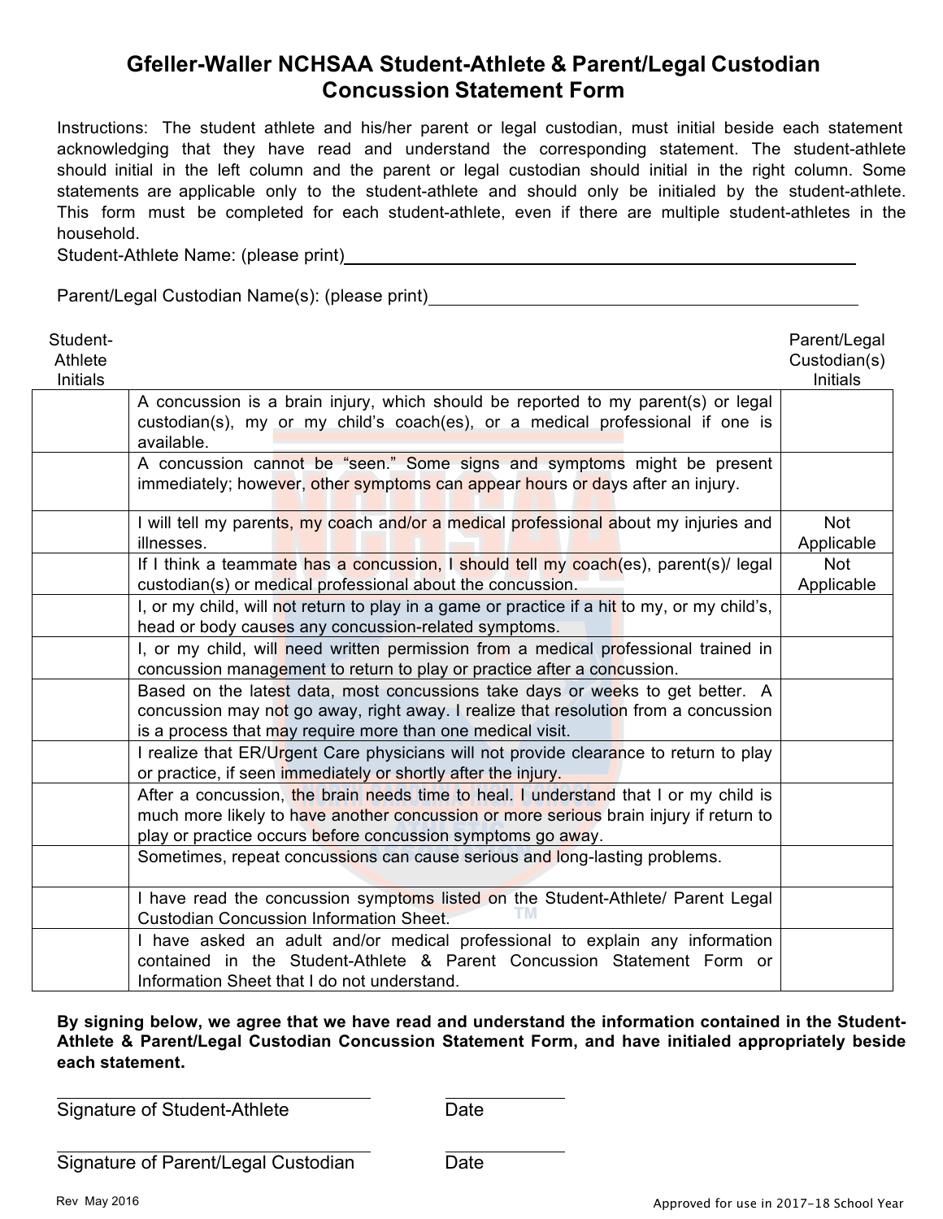# Gfeller-Waller NCHSAA Student-Athlete & Parent/Legal Custodian Concussion Statement Form

Instructions: The student athlete and his/her parent or legal custodian, must initial beside each statement acknowledging that they have read and understand the corresponding statement. The student-athlete should initial in the left column and the parent or legal custodian should initial in the right column. Some statements are applicable only to the student-athlete and should only be initialed by the student-athlete. This form must be completed for each student-athlete, even if there are multiple student-athletes in the household.

Student-Athlete Name: (please print)\_\_\_\_\_\_\_\_\_\_\_\_\_\_\_\_\_\_\_\_\_\_\_\_\_\_\_\_\_\_\_\_\_\_\_\_\_\_\_\_

Parent/Legal Custodian Name(s): (please print)\_\_\_\_\_\_\_\_\_\_\_\_\_\_\_\_\_\_\_\_\_\_\_\_\_\_\_\_\_\_\_\_

| Student-Athlete Initials | | Parent/Legal Custodian(s) Initials |
|---|---|---|
| | A concussion is a brain injury, which should be reported to my parent(s) or legal custodian(s), my or my child's coach(es), or a medical professional if one is available. | |
| | A concussion cannot be "seen." Some signs and symptoms might be present immediately; however, other symptoms can appear hours or days after an injury. | |
| | I will tell my parents, my coach and/or a medical professional about my injuries and illnesses. | Not Applicable |
| | If I think a teammate has a concussion, I should tell my coach(es), parent(s)/ legal custodian(s) or medical professional about the concussion. | Not Applicable |
| | I, or my child, will not return to play in a game or practice if a hit to my, or my child's, head or body causes any concussion-related symptoms. | |
| | I, or my child, will need written permission from a medical professional trained in concussion management to return to play or practice after a concussion. | |
| | Based on the latest data, most concussions take days or weeks to get better. A concussion may not go away, right away. I realize that resolution from a concussion is a process that may require more than one medical visit. | |
| | I realize that ER/Urgent Care physicians will not provide clearance to return to play or practice, if seen immediately or shortly after the injury. | |
| | After a concussion, the brain needs time to heal. I understand that I or my child is much more likely to have another concussion or more serious brain injury if return to play or practice occurs before concussion symptoms go away. | |
| | Sometimes, repeat concussions can cause serious and long-lasting problems. | |
| | I have read the concussion symptoms listed on the Student-Athlete/ Parent Legal Custodian Concussion Information Sheet. | |
| | I have asked an adult and/or medical professional to explain any information contained in the Student-Athlete & Parent Concussion Statement Form or Information Sheet that I do not understand. | |

**By signing below, we agree that we have read and understand the information contained in the Student-Athlete & Parent/Legal Custodian Concussion Statement Form, and have initialed appropriately beside each statement.**

\_\_\_\_\_\_\_\_\_\_\_\_\_\_\_\_\_\_\_\_\_\_\_\_\_\_\_\_\_\_ \_\_\_\_\_\_\_\_\_\_\_\_
Signature of Student-Athlete Date

\_\_\_\_\_\_\_\_\_\_\_\_\_\_\_\_\_\_\_\_\_\_\_\_\_\_\_\_\_\_ \_\_\_\_\_\_\_\_\_\_\_\_
Signature of Parent/Legal Custodian Date

Rev May 2016

Approved for use in 2017-18 School Year